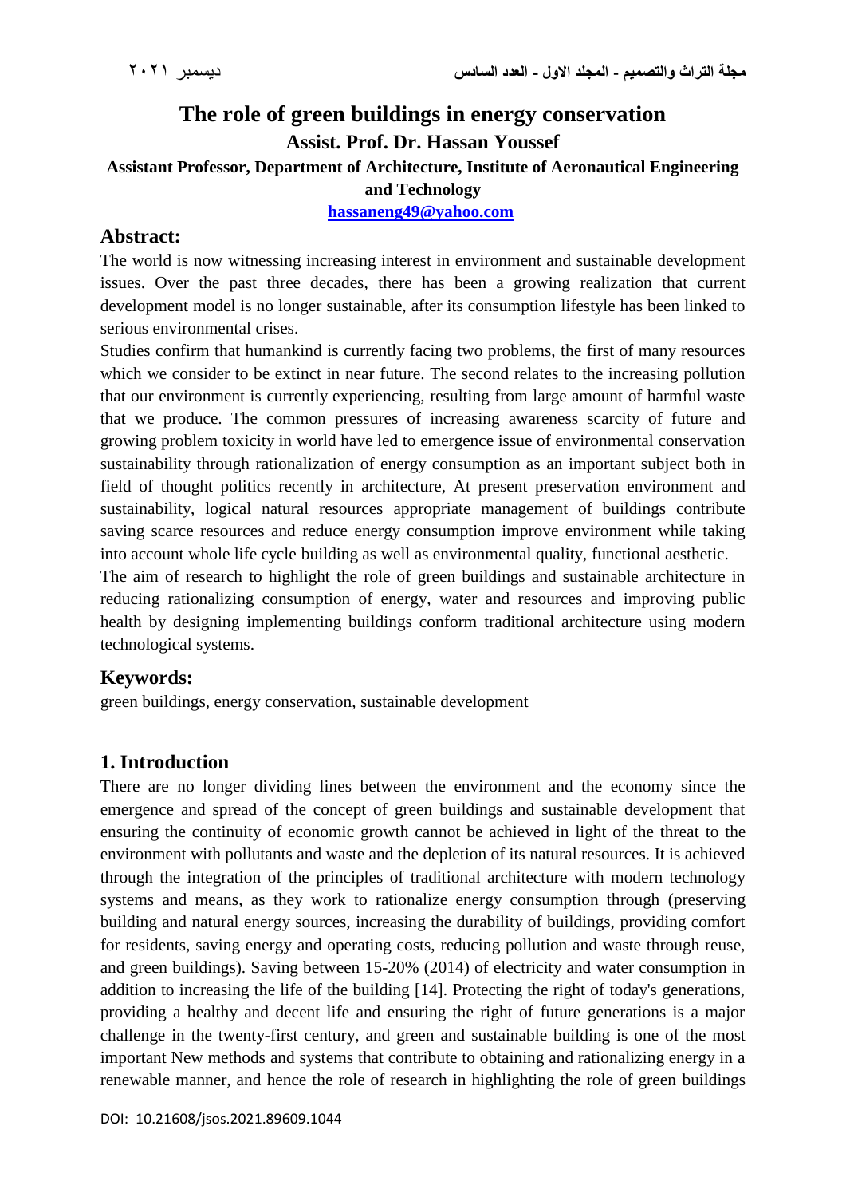# The role of green buildings in energy conservation

**Assist. Prof. Dr. Hassan Youssef**

**Assistant Professor, Department of Architecture, Institute of Aeronautical Engineering and Technology**

**hassaneng49@yahoo.com**

## Abstract:

The world is now witnessing increasing interest in environment and sustainable development issues. Over the past three decades, there has been a growing realization that current development model is no longer sustainable, after its consumption lifestyle has been linked to serious environmental crises.

Studies confirm that humankind is currently facing two problems, the first of many resources which we consider to be extinct in near future. The second relates to the increasing pollution that our environment is currently experiencing, resulting from large amount of harmful waste that we produce. The common pressures of increasing awareness scarcity of future and growing problem toxicity in world have led to emergence issue of environmental conservation sustainability through rationalization of energy consumption as an important subject both in field of thought politics recently in architecture, At present preservation environment and sustainability, logical natural resources appropriate management of buildings contribute saving scarce resources and reduce energy consumption improve environment while taking into account whole life cycle building as well as environmental quality, functional aesthetic.

The aim of research to highlight the role of green buildings and sustainable architecture in reducing rationalizing consumption of energy, water and resources and improving public health by designing implementing buildings conform traditional architecture using modern technological systems.

## Keywords:

green buildings, energy conservation, sustainable development

## 1. Introduction

There are no longer dividing lines between the environment and the economy since the emergence and spread of the concept of green buildings and sustainable development that ensuring the continuity of economic growth cannot be achieved in light of the threat to the environment with pollutants and waste and the depletion of its natural resources. It is achieved through the integration of the principles of traditional architecture with modern technology systems and means, as they work to rationalize energy consumption through (preserving building and natural energy sources, increasing the durability of buildings, providing comfort for residents, saving energy and operating costs, reducing pollution and waste through reuse, and green buildings). Saving between 15-20% (2014) of electricity and water consumption in addition to increasing the life of the building [14]. Protecting the right of today's generations, providing a healthy and decent life and ensuring the right of future generations is a major challenge in the twenty-first century, and green and sustainable building is one of the most important New methods and systems that contribute to obtaining and rationalizing energy in a renewable manner, and hence the role of research in highlighting the role of green buildings

DOI: 10.21608/jsos.2021.89609.1044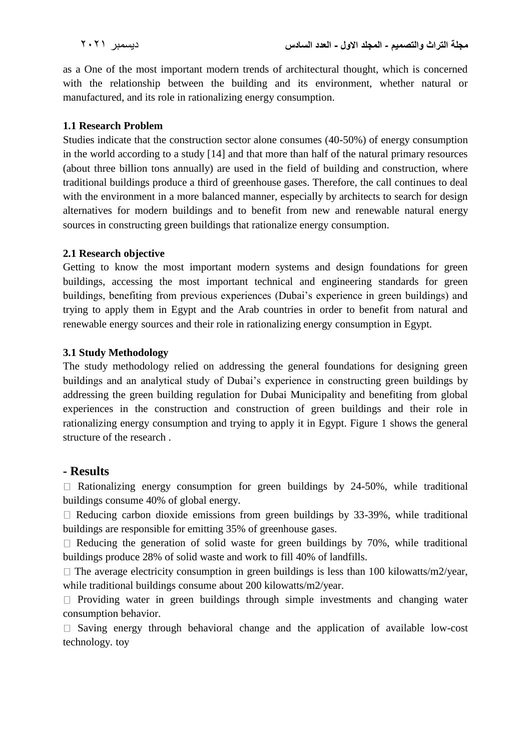as a One of the most important modern trends of architectural thought, which is concerned with the relationship between the building and its environment, whether natural or manufactured, and its role in rationalizing energy consumption.

### 1.1 Research Problem

Studies indicate that the construction sector alone consumes (40-50%) of energy consumption in the world according to a study [14] and that more than half of the natural primary resources (about three billion tons annually) are used in the field of building and construction, where traditional buildings produce a third of greenhouse gases. Therefore, the call continues to deal with the environment in a more balanced manner, especially by architects to search for design alternatives for modern buildings and to benefit from new and renewable natural energy sources in constructing green buildings that rationalize energy consumption.

### 2.1 Research objective

Getting to know the most important modern systems and design foundations for green buildings, accessing the most important technical and engineering standards for green buildings, benefiting from previous experiences (Dubai's experience in green buildings) and trying to apply them in Egypt and the Arab countries in order to benefit from natural and renewable energy sources and their role in rationalizing energy consumption in Egypt.

### 3.1 Study Methodology

The study methodology relied on addressing the general foundations for designing green buildings and an analytical study of Dubai's experience in constructing green buildings by addressing the green building regulation for Dubai Municipality and benefiting from global experiences in the construction and construction of green buildings and their role in rationalizing energy consumption and trying to apply it in Egypt. Figure 1 shows the general structure of the research .

## - Results

-  Rationalizing energy consumption for green buildings by 24-50%, while traditional buildings consume 40% of global energy.
-  Reducing carbon dioxide emissions from green buildings by 33-39%, while traditional buildings are responsible for emitting 35% of greenhouse gases.
-  Reducing the generation of solid waste for green buildings by 70%, while traditional buildings produce 28% of solid waste and work to fill 40% of landfills.
-  The average electricity consumption in green buildings is less than 100 kilowatts/m2/year, while traditional buildings consume about 200 kilowatts/m2/year.
-  Providing water in green buildings through simple investments and changing water consumption behavior.
-  Saving energy through behavioral change and the application of available low-cost technology. toy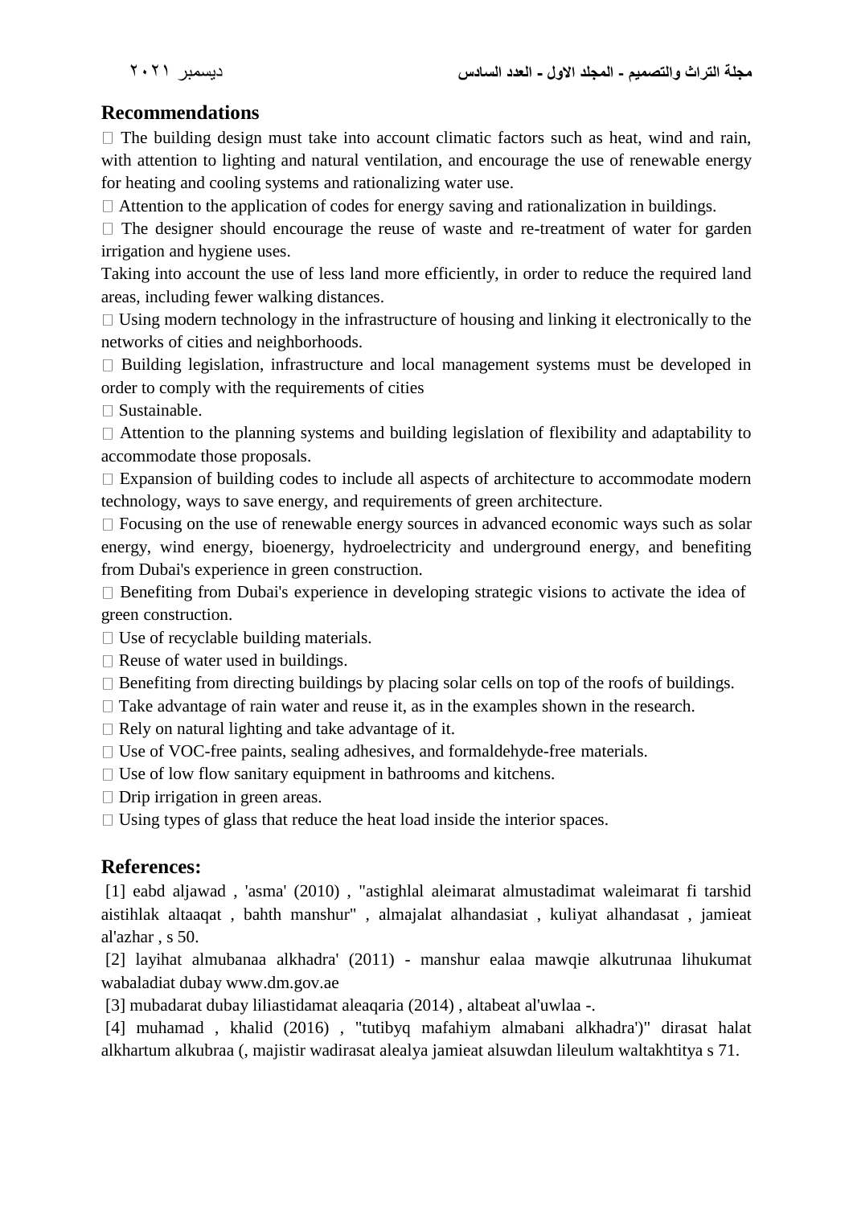## Recommendations

-  The building design must take into account climatic factors such as heat, wind and rain, with attention to lighting and natural ventilation, and encourage the use of renewable energy for heating and cooling systems and rationalizing water use.
-  Attention to the application of codes for energy saving and rationalization in buildings.
-  The designer should encourage the reuse of waste and re-treatment of water for garden irrigation and hygiene uses.

Taking into account the use of less land more efficiently, in order to reduce the required land areas, including fewer walking distances.

-  Using modern technology in the infrastructure of housing and linking it electronically to the networks of cities and neighborhoods.
-  Building legislation, infrastructure and local management systems must be developed in order to comply with the requirements of cities
-  Sustainable.
-  Attention to the planning systems and building legislation of flexibility and adaptability to accommodate those proposals.
-  Expansion of building codes to include all aspects of architecture to accommodate modern technology, ways to save energy, and requirements of green architecture.
-  Focusing on the use of renewable energy sources in advanced economic ways such as solar energy, wind energy, bioenergy, hydroelectricity and underground energy, and benefiting from Dubai's experience in green construction.
-  Benefiting from Dubai's experience in developing strategic visions to activate the idea of green construction.
-  Use of recyclable building materials.
-  Reuse of water used in buildings.
-  Benefiting from directing buildings by placing solar cells on top of the roofs of buildings.
-  Take advantage of rain water and reuse it, as in the examples shown in the research.
-  Rely on natural lighting and take advantage of it.
-  Use of VOC-free paints, sealing adhesives, and formaldehyde-free materials.
-  Use of low flow sanitary equipment in bathrooms and kitchens.
-  Drip irrigation in green areas.
-  Using types of glass that reduce the heat load inside the interior spaces.

## References:

[1] eabd aljawad , 'asma' (2010) , "astighlal aleimarat almustadimat waleimarat fi tarshid aistihlak altaaqat , bahth manshur" , almajalat alhandasiat , kuliyat alhandasat , jamieat al'azhar , s 50.

[2] layihat almubanaa alkhadra' (2011) - manshur ealaa mawqie alkutrunaa lihukumat wabaladiat dubay www.dm.gov.ae

[3] mubadarat dubay liliastidamat aleaqaria (2014) , altabeat al'uwlaa -.

[4] muhamad , khalid (2016) , "tutibyq mafahiym almabani alkhadra')" dirasat halat alkhartum alkubraa (, majistir wadirasat alealya jamieat alsuwdan lileulum waltakhtitya s 71.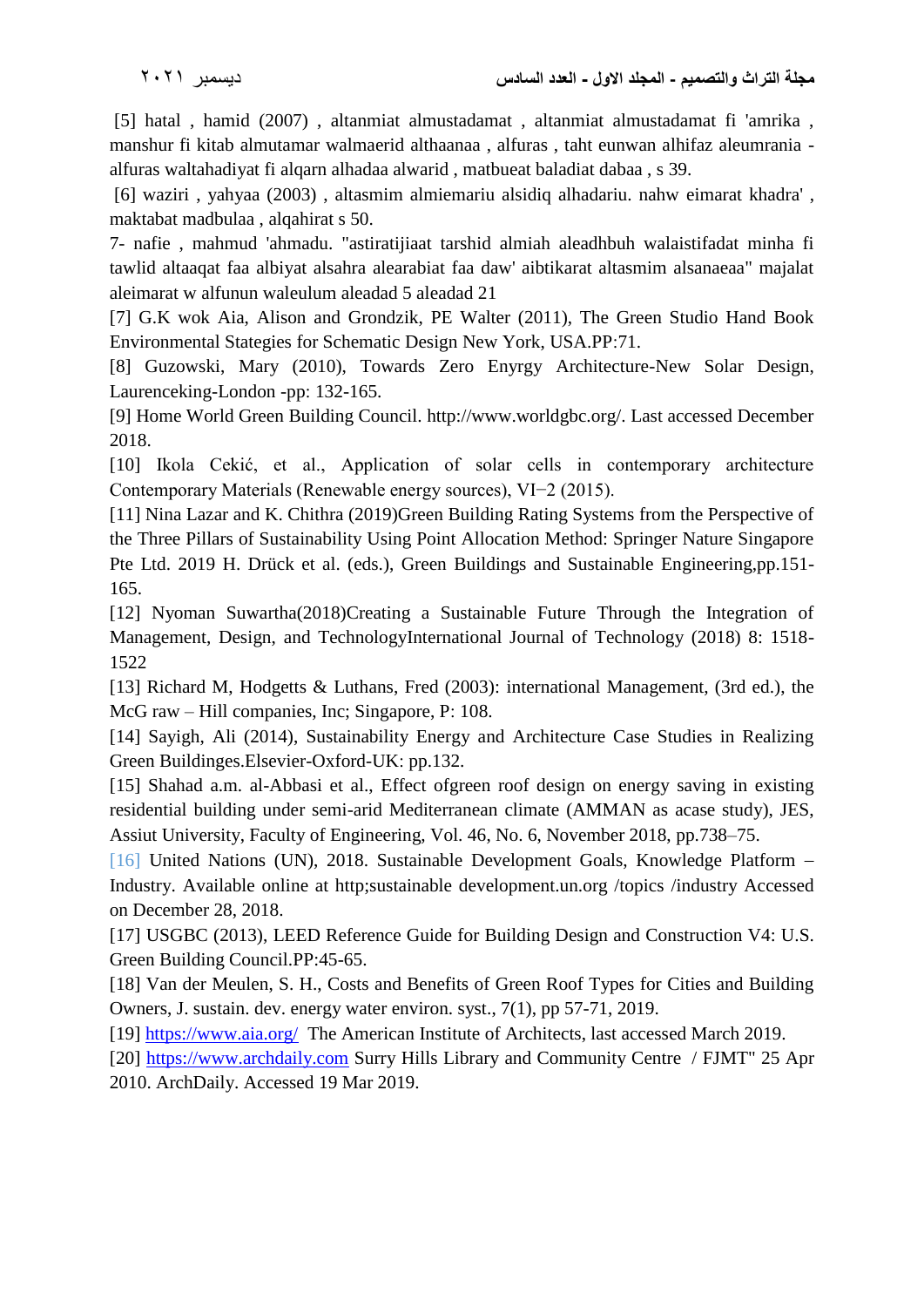[5] hatal , hamid (2007) , altanmiat almustadamat , altanmiat almustadamat fi 'amrika , manshur fi kitab almutamar walmaerid althaanaa , alfuras , taht eunwan alhifaz aleumrania - alfuras waltahadiyat fi alqarn alhadaa alwarid , matbueat baladiat dabaa , s 39.

[6] waziri , yahyaa (2003) , altasmim almiemariu alsidiq alhadariu. nahw eimarat khadra' , maktabat madbulaa , alqahirat s 50.

7- nafie , mahmud 'ahmadu. "astiratijiaat tarshid almiah aleadhbuh walaistifadat minha fi tawlid altaaqat faa albiyat alsahra alearabiat faa daw' aibtikarat altasmim alsanaeaa" majalat aleimarat w alfunun waleulum aleadad 5 aleadad 21

[7] G.K wok Aia, Alison and Grondzik, PE Walter (2011), The Green Studio Hand Book Environmental Stategies for Schematic Design New York, USA.PP:71.

[8] Guzowski, Mary (2010), Towards Zero Enyrgy Architecture-New Solar Design, Laurenceking-London -pp: 132-165.

[9] Home World Green Building Council. http://www.worldgbc.org/. Last accessed December 2018.

[10] Ikola Cekić, et al., Application of solar cells in contemporary architecture Contemporary Materials (Renewable energy sources), VI−2 (2015).

[11] Nina Lazar and K. Chithra (2019)Green Building Rating Systems from the Perspective of the Three Pillars of Sustainability Using Point Allocation Method: Springer Nature Singapore Pte Ltd. 2019 H. Drück et al. (eds.), Green Buildings and Sustainable Engineering,pp.151-165.

[12] Nyoman Suwartha(2018)Creating a Sustainable Future Through the Integration of Management, Design, and TechnologyInternational Journal of Technology (2018) 8: 1518-1522

[13] Richard M, Hodgetts & Luthans, Fred (2003): international Management, (3rd ed.), the McG raw – Hill companies, Inc; Singapore, P: 108.

[14] Sayigh, Ali (2014), Sustainability Energy and Architecture Case Studies in Realizing Green Buildinges.Elsevier-Oxford-UK: pp.132.

[15] Shahad a.m. al-Abbasi et al., Effect ofgreen roof design on energy saving in existing residential building under semi-arid Mediterranean climate (AMMAN as acase study), JES, Assiut University, Faculty of Engineering, Vol. 46, No. 6, November 2018, pp.738–75.

[16] United Nations (UN), 2018. Sustainable Development Goals, Knowledge Platform – Industry. Available online at http;sustainable development.un.org /topics /industry Accessed on December 28, 2018.

[17] USGBC (2013), LEED Reference Guide for Building Design and Construction V4: U.S. Green Building Council.PP:45-65.

[18] Van der Meulen, S. H., Costs and Benefits of Green Roof Types for Cities and Building Owners, J. sustain. dev. energy water environ. syst., 7(1), pp 57-71, 2019.

[19] https://www.aia.org/ The American Institute of Architects, last accessed March 2019.

[20] https://www.archdaily.com Surry Hills Library and Community Centre / FJMT" 25 Apr 2010. ArchDaily. Accessed 19 Mar 2019.